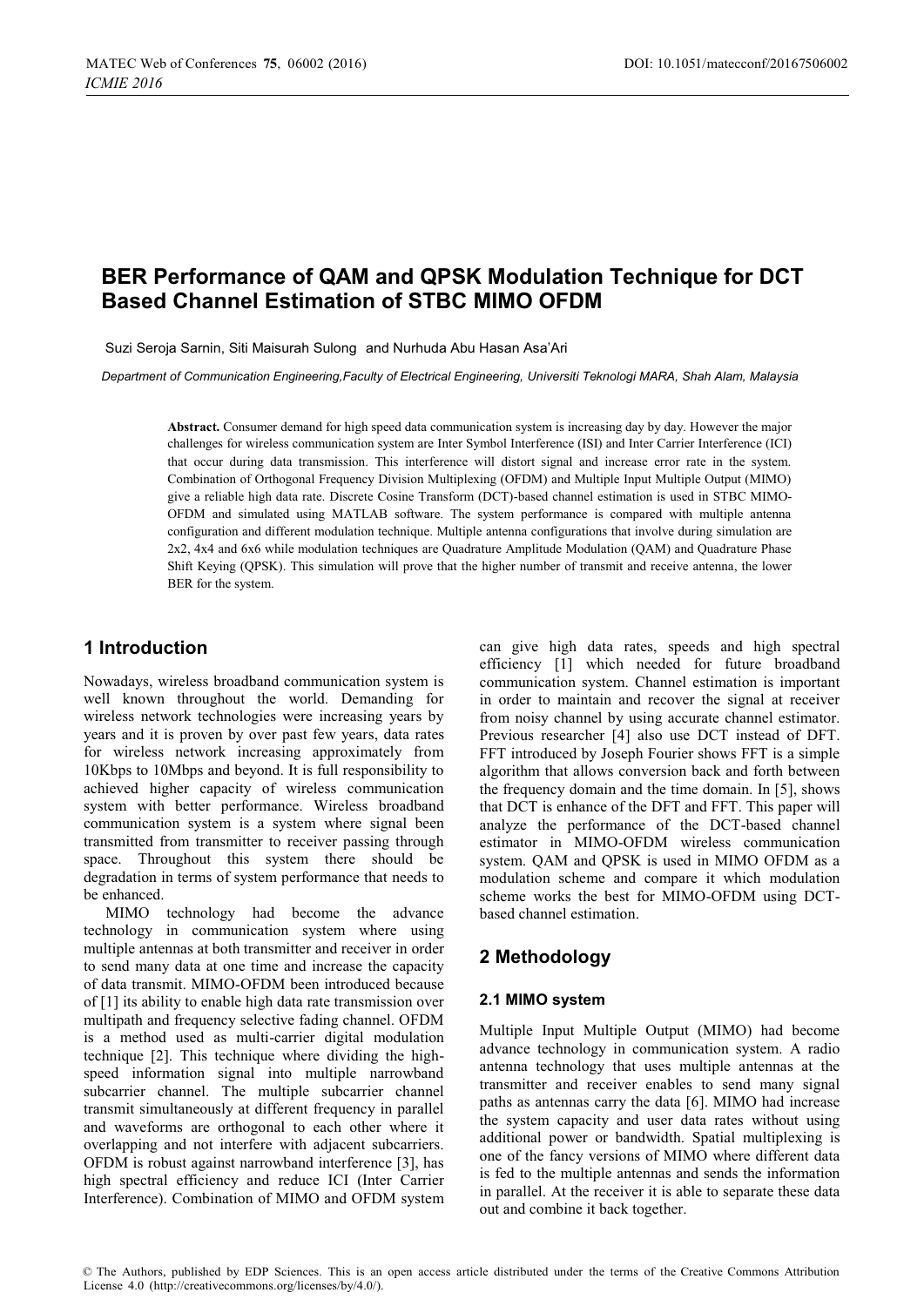# BER Performance of QAM and QPSK Modulation Technique for DCT Based Channel Estimation of STBC MIMO OFDM

Suzi Seroja Sarnin, Siti Maisurah Sulong and Nurhuda Abu Hasan Asa'Ari

*Department of Communication Engineering,Faculty of Electrical Engineering, Universiti Teknologi MARA, Shah Alam, Malaysia*

**Abstract.** Consumer demand for high speed data communication system is increasing day by day. However the major challenges for wireless communication system are Inter Symbol Interference (ISI) and Inter Carrier Interference (ICI) that occur during data transmission. This interference will distort signal and increase error rate in the system. Combination of Orthogonal Frequency Division Multiplexing (OFDM) and Multiple Input Multiple Output (MIMO) give a reliable high data rate. Discrete Cosine Transform (DCT)-based channel estimation is used in STBC MIMO-OFDM and simulated using MATLAB software. The system performance is compared with multiple antenna configuration and different modulation technique. Multiple antenna configurations that involve during simulation are 2x2, 4x4 and 6x6 while modulation techniques are Quadrature Amplitude Modulation (QAM) and Quadrature Phase Shift Keying (QPSK). This simulation will prove that the higher number of transmit and receive antenna, the lower BER for the system.

## 1 Introduction

Nowadays, wireless broadband communication system is well known throughout the world. Demanding for wireless network technologies were increasing years by years and it is proven by over past few years, data rates for wireless network increasing approximately from 10Kbps to 10Mbps and beyond. It is full responsibility to achieved higher capacity of wireless communication system with better performance. Wireless broadband communication system is a system where signal been transmitted from transmitter to receiver passing through space. Throughout this system there should be degradation in terms of system performance that needs to be enhanced.

MIMO technology had become the advance technology in communication system where using multiple antennas at both transmitter and receiver in order to send many data at one time and increase the capacity of data transmit. MIMO-OFDM been introduced because of [1] its ability to enable high data rate transmission over multipath and frequency selective fading channel. OFDM is a method used as multi-carrier digital modulation technique [2]. This technique where dividing the high-speed information signal into multiple narrowband subcarrier channel. The multiple subcarrier channel transmit simultaneously at different frequency in parallel and waveforms are orthogonal to each other where it overlapping and not interfere with adjacent subcarriers. OFDM is robust against narrowband interference [3], has high spectral efficiency and reduce ICI (Inter Carrier Interference). Combination of MIMO and OFDM system can give high data rates, speeds and high spectral efficiency [1] which needed for future broadband communication system. Channel estimation is important in order to maintain and recover the signal at receiver from noisy channel by using accurate channel estimator. Previous researcher [4] also use DCT instead of DFT. FFT introduced by Joseph Fourier shows FFT is a simple algorithm that allows conversion back and forth between the frequency domain and the time domain. In [5], shows that DCT is enhance of the DFT and FFT. This paper will analyze the performance of the DCT-based channel estimator in MIMO-OFDM wireless communication system. QAM and QPSK is used in MIMO OFDM as a modulation scheme and compare it which modulation scheme works the best for MIMO-OFDM using DCT-based channel estimation.

## 2 Methodology

### 2.1 MIMO system

Multiple Input Multiple Output (MIMO) had become advance technology in communication system. A radio antenna technology that uses multiple antennas at the transmitter and receiver enables to send many signal paths as antennas carry the data [6]. MIMO had increase the system capacity and user data rates without using additional power or bandwidth. Spatial multiplexing is one of the fancy versions of MIMO where different data is fed to the multiple antennas and sends the information in parallel. At the receiver it is able to separate these data out and combine it back together.

© The Authors, published by EDP Sciences. This is an open access article distributed under the terms of the Creative Commons Attribution License 4.0 (http://creativecommons.org/licenses/by/4.0/).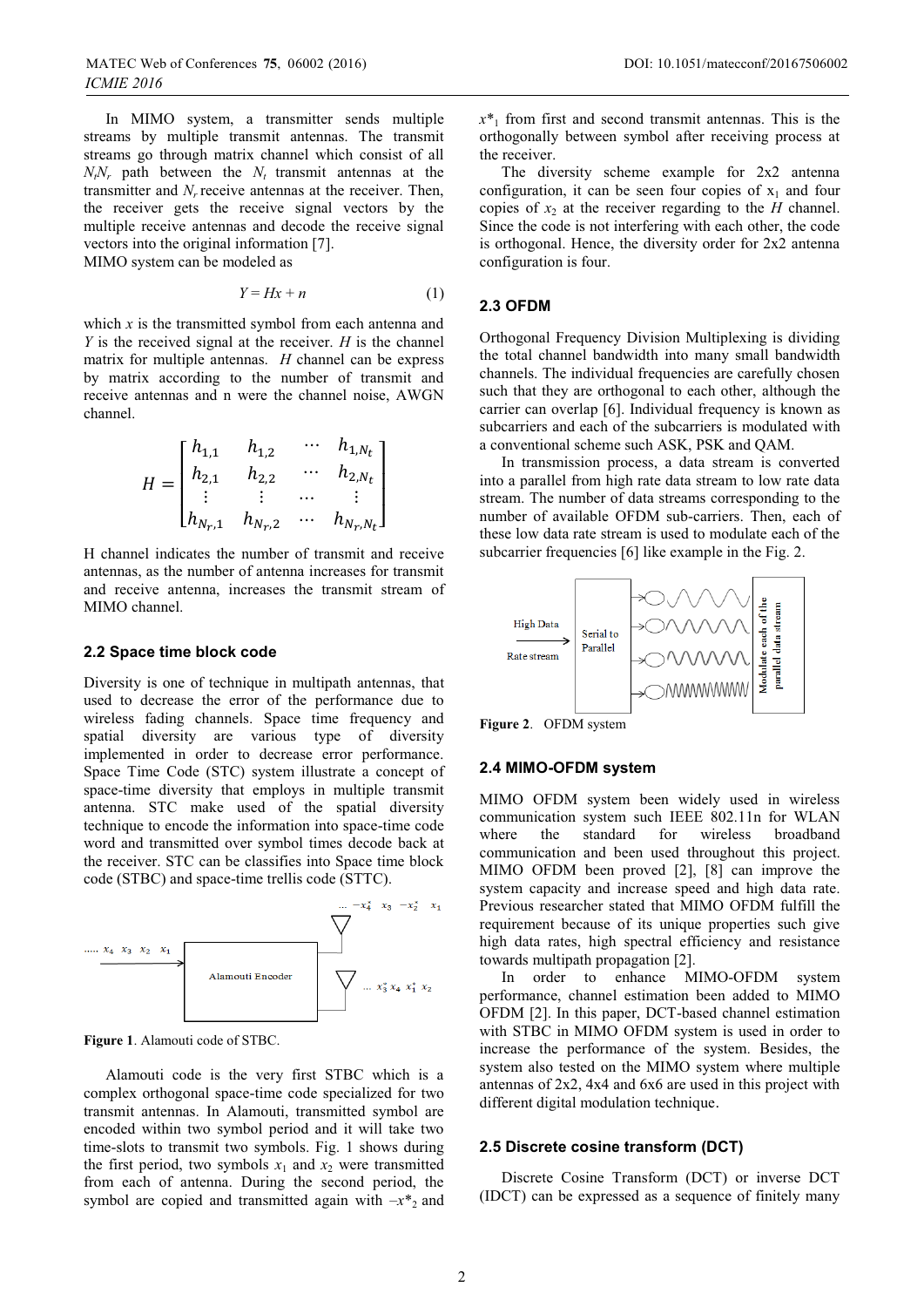In MIMO system, a transmitter sends multiple streams by multiple transmit antennas. The transmit streams go through matrix channel which consist of all $N_tN_r$ path between the $N_t$ transmit antennas at the transmitter and $N_r$ receive antennas at the receiver. Then, the receiver gets the receive signal vectors by the multiple receive antennas and decode the receive signal vectors into the original information [7].

MIMO system can be modeled as

$$Y = Hx + n \tag{1}$$

which $x$ is the transmitted symbol from each antenna and $Y$ is the received signal at the receiver. $H$ is the channel matrix for multiple antennas. $H$ channel can be express by matrix according to the number of transmit and receive antennas and n were the channel noise, AWGN channel.

$$H = \begin{bmatrix} h_{1,1} & h_{1,2} & \cdots & h_{1,N_t} \\ h_{2,1} & h_{2,2} & \cdots & h_{2,N_t} \\ \vdots & \vdots & \cdots & \vdots \\ h_{N_r,1} & h_{N_r,2} & \cdots & h_{N_r,N_t} \end{bmatrix}$$

H channel indicates the number of transmit and receive antennas, as the number of antenna increases for transmit and receive antenna, increases the transmit stream of MIMO channel.

## 2.2 Space time block code

Diversity is one of technique in multipath antennas, that used to decrease the error of the performance due to wireless fading channels. Space time frequency and spatial diversity are various type of diversity implemented in order to decrease error performance. Space Time Code (STC) system illustrate a concept of space-time diversity that employs in multiple transmit antenna. STC make used of the spatial diversity technique to encode the information into space-time code word and transmitted over symbol times decode back at the receiver. STC can be classifies into Space time block code (STBC) and space-time trellis code (STTC).

Figure 1. Alamouti code of STBC.

Alamouti code is the very first STBC which is a complex orthogonal space-time code specialized for two transmit antennas. In Alamouti, transmitted symbol are encoded within two symbol period and it will take two time-slots to transmit two symbols. Fig. 1 shows during the first period, two symbols $x_1$ and $x_2$ were transmitted from each of antenna. During the second period, the symbol are copied and transmitted again with $-x^*_2$ and $x^*_1$ from first and second transmit antennas. This is the orthogonally between symbol after receiving process at the receiver.

The diversity scheme example for 2x2 antenna configuration, it can be seen four copies of $x_1$ and four copies of $x_2$ at the receiver regarding to the $H$ channel. Since the code is not interfering with each other, the code is orthogonal. Hence, the diversity order for 2x2 antenna configuration is four.

## 2.3 OFDM

Orthogonal Frequency Division Multiplexing is dividing the total channel bandwidth into many small bandwidth channels. The individual frequencies are carefully chosen such that they are orthogonal to each other, although the carrier can overlap [6]. Individual frequency is known as subcarriers and each of the subcarriers is modulated with a conventional scheme such ASK, PSK and QAM.

In transmission process, a data stream is converted into a parallel from high rate data stream to low rate data stream. The number of data streams corresponding to the number of available OFDM sub-carriers. Then, each of these low data rate stream is used to modulate each of the subcarrier frequencies [6] like example in the Fig. 2.

Figure 2. OFDM system

## 2.4 MIMO-OFDM system

MIMO OFDM system been widely used in wireless communication system such IEEE 802.11n for WLAN where the standard for wireless broadband communication and been used throughout this project. MIMO OFDM been proved [2], [8] can improve the system capacity and increase speed and high data rate. Previous researcher stated that MIMO OFDM fulfill the requirement because of its unique properties such give high data rates, high spectral efficiency and resistance towards multipath propagation [2].

In order to enhance MIMO-OFDM system performance, channel estimation been added to MIMO OFDM [2]. In this paper, DCT-based channel estimation with STBC in MIMO OFDM system is used in order to increase the performance of the system. Besides, the system also tested on the MIMO system where multiple antennas of 2x2, 4x4 and 6x6 are used in this project with different digital modulation technique.

## 2.5 Discrete cosine transform (DCT)

Discrete Cosine Transform (DCT) or inverse DCT (IDCT) can be expressed as a sequence of finitely many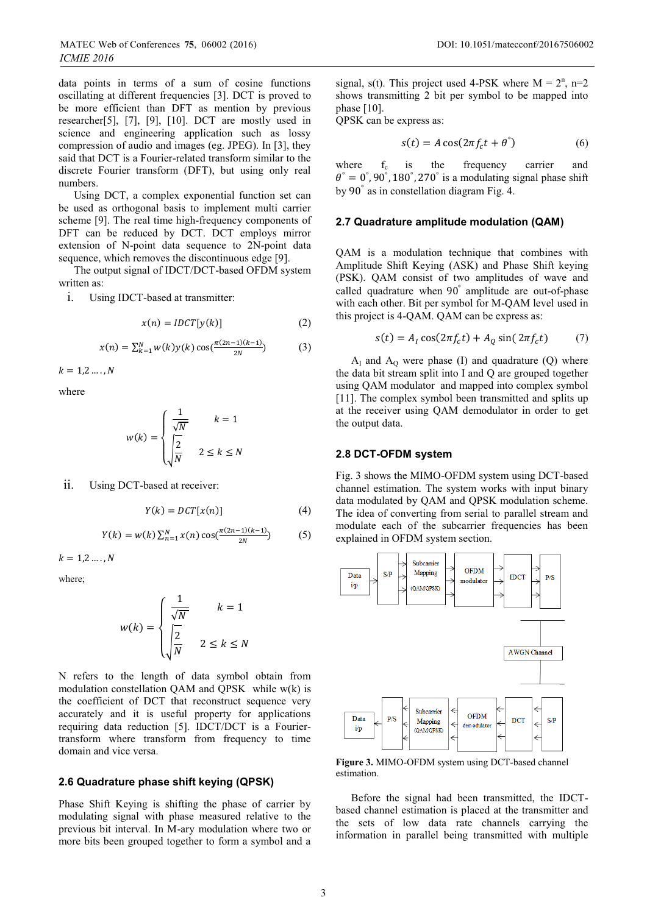data points in terms of a sum of cosine functions oscillating at different frequencies [3]. DCT is proved to be more efficient than DFT as mention by previous researcher[5], [7], [9], [10]. DCT are mostly used in science and engineering application such as lossy compression of audio and images (eg. JPEG). In [3], they said that DCT is a Fourier-related transform similar to the discrete Fourier transform (DFT), but using only real numbers.

Using DCT, a complex exponential function set can be used as orthogonal basis to implement multi carrier scheme [9]. The real time high-frequency components of DFT can be reduced by DCT. DCT employs mirror extension of N-point data sequence to 2N-point data sequence, which removes the discontinuous edge [9].

The output signal of IDCT/DCT-based OFDM system written as:

i. Using IDCT-based at transmitter:

$$x(n) = IDCT[y(k)] \tag{2}$$

$$x(n) = \sum_{k=1}^{N} w(k) y(k) \cos\left(\frac{\pi(2n-1)(k-1)}{2N}\right) \tag{3}$$

$k = 1,2 \ldots., N$

where

$$w(k) = \begin{cases} \frac{1}{\sqrt{N}} & k = 1 \\ \sqrt{\frac{2}{N}} & 2 \le k \le N \end{cases}$$

ii. Using DCT-based at receiver:

$$Y(k) = DCT[x(n)] \tag{4}$$

$$Y(k) = w(k) \sum_{n=1}^{N} x(n) \cos\left(\frac{\pi(2n-1)(k-1)}{2N}\right) \tag{5}$$

$k = 1,2 \ldots., N$

where;

$$w(k) = \begin{cases} \frac{1}{\sqrt{N}} & k = 1 \\ \sqrt{\frac{2}{N}} & 2 \le k \le N \end{cases}$$

N refers to the length of data symbol obtain from modulation constellation QAM and QPSK while w(k) is the coefficient of DCT that reconstruct sequence very accurately and it is useful property for applications requiring data reduction [5]. IDCT/DCT is a Fourier-transform where transform from frequency to time domain and vice versa.

### 2.6 Quadrature phase shift keying (QPSK)

Phase Shift Keying is shifting the phase of carrier by modulating signal with phase measured relative to the previous bit interval. In M-ary modulation where two or more bits been grouped together to form a symbol and a signal, s(t). This project used 4-PSK where $M = 2^n$, n=2 shows transmitting 2 bit per symbol to be mapped into phase [10].

QPSK can be express as:

$$s(t) = A \cos(2\pi f_c t + \theta^{\circ}) \tag{6}$$

where $f_c$ is the frequency carrier and $\theta^{\circ} = 0^{\circ}, 90^{\circ}, 180^{\circ}, 270^{\circ}$ is a modulating signal phase shift by $90^{\circ}$ as in constellation diagram Fig. 4.

### 2.7 Quadrature amplitude modulation (QAM)

QAM is a modulation technique that combines with Amplitude Shift Keying (ASK) and Phase Shift keying (PSK). QAM consist of two amplitudes of wave and called quadrature when $90^{\circ}$ amplitude are out-of-phase with each other. Bit per symbol for M-QAM level used in this project is 4-QAM. QAM can be express as:

$$s(t) = A_I \cos(2\pi f_c t) + A_Q \sin(2\pi f_c t) \tag{7}$$

$A_I$ and $A_Q$ were phase (I) and quadrature (Q) where the data bit stream split into I and Q are grouped together using QAM modulator and mapped into complex symbol [11]. The complex symbol been transmitted and splits up at the receiver using QAM demodulator in order to get the output data.

### 2.8 DCT-OFDM system

Fig. 3 shows the MIMO-OFDM system using DCT-based channel estimation. The system works with input binary data modulated by QAM and QPSK modulation scheme. The idea of converting from serial to parallel stream and modulate each of the subcarrier frequencies has been explained in OFDM system section.

**Figure 3.** MIMO-OFDM system using DCT-based channel estimation.

Before the signal had been transmitted, the IDCT-based channel estimation is placed at the transmitter and the sets of low data rate channels carrying the information in parallel being transmitted with multiple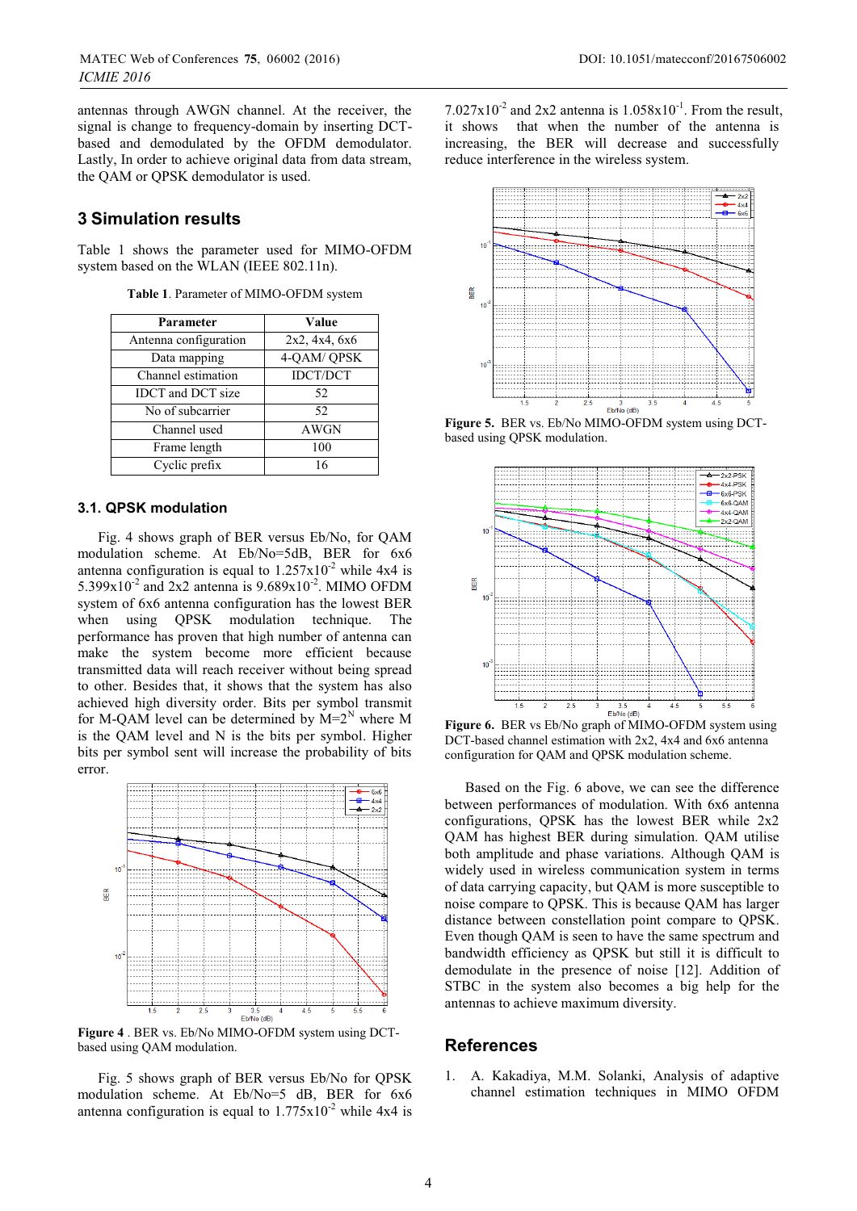antennas through AWGN channel. At the receiver, the signal is change to frequency-domain by inserting DCT-based and demodulated by the OFDM demodulator. Lastly, In order to achieve original data from data stream, the QAM or QPSK demodulator is used.

## 3 Simulation results

Table 1 shows the parameter used for MIMO-OFDM system based on the WLAN (IEEE 802.11n).

**Table 1**. Parameter of MIMO-OFDM system

| Parameter | Value |
|---|---|
| Antenna configuration | 2x2, 4x4, 6x6 |
| Data mapping | 4-QAM/ QPSK |
| Channel estimation | IDCT/DCT |
| IDCT and DCT size | 52 |
| No of subcarrier | 52 |
| Channel used | AWGN |
| Frame length | 100 |
| Cyclic prefix | 16 |

### 3.1. QPSK modulation

Fig. 4 shows graph of BER versus Eb/No, for QAM modulation scheme. At Eb/No=5dB, BER for 6x6 antenna configuration is equal to $1.257x10^{-2}$ while 4x4 is $5.399x10^{-2}$ and 2x2 antenna is $9.689x10^{-2}$. MIMO OFDM system of 6x6 antenna configuration has the lowest BER when using QPSK modulation technique. The performance has proven that high number of antenna can make the system become more efficient because transmitted data will reach receiver without being spread to other. Besides that, it shows that the system has also achieved high diversity order. Bits per symbol transmit for M-QAM level can be determined by $M=2^N$ where M is the QAM level and N is the bits per symbol. Higher bits per symbol sent will increase the probability of bits error.

**Figure 4** . BER vs. Eb/No MIMO-OFDM system using DCT-based using QAM modulation.

Fig. 5 shows graph of BER versus Eb/No for QPSK modulation scheme. At Eb/No=5 dB, BER for 6x6 antenna configuration is equal to $1.775x10^{-2}$ while 4x4 is $7.027x10^{-2}$ and 2x2 antenna is $1.058x10^{-1}$. From the result, it shows that when the number of the antenna is increasing, the BER will decrease and successfully reduce interference in the wireless system.

**Figure 5.** BER vs. Eb/No MIMO-OFDM system using DCT-based using QPSK modulation.

**Figure 6.** BER vs Eb/No graph of MIMO-OFDM system using DCT-based channel estimation with 2x2, 4x4 and 6x6 antenna configuration for QAM and QPSK modulation scheme.

Based on the Fig. 6 above, we can see the difference between performances of modulation. With 6x6 antenna configurations, QPSK has the lowest BER while 2x2 QAM has highest BER during simulation. QAM utilise both amplitude and phase variations. Although QAM is widely used in wireless communication system in terms of data carrying capacity, but QAM is more susceptible to noise compare to QPSK. This is because QAM has larger distance between constellation point compare to QPSK. Even though QAM is seen to have the same spectrum and bandwidth efficiency as QPSK but still it is difficult to demodulate in the presence of noise [12]. Addition of STBC in the system also becomes a big help for the antennas to achieve maximum diversity.

## References

1. A. Kakadiya, M.M. Solanki, Analysis of adaptive channel estimation techniques in MIMO OFDM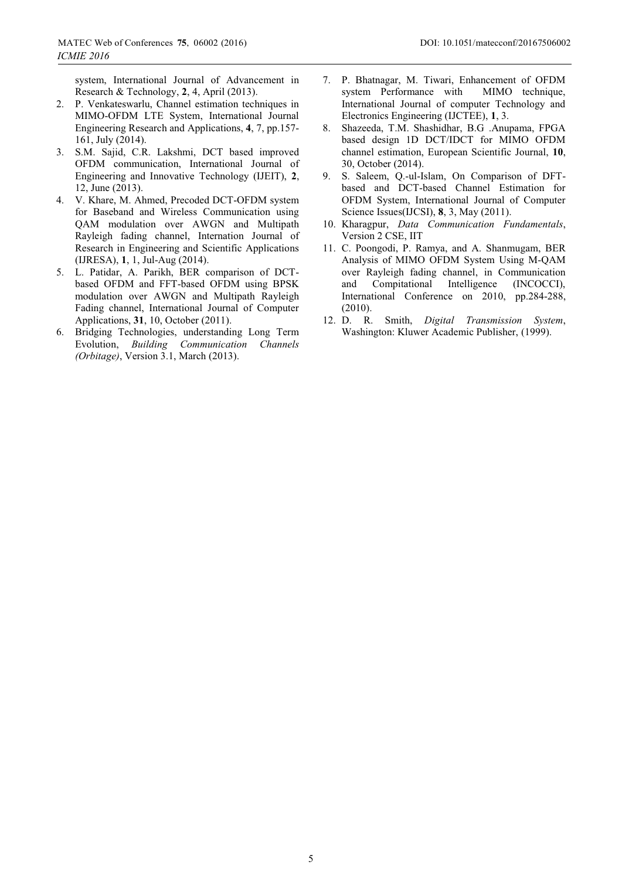system, International Journal of Advancement in Research & Technology, **2**, 4, April (2013).

2. P. Venkateswarlu, Channel estimation techniques in MIMO-OFDM LTE System, International Journal Engineering Research and Applications, **4**, 7, pp.157-161, July (2014).
3. S.M. Sajid, C.R. Lakshmi, DCT based improved OFDM communication, International Journal of Engineering and Innovative Technology (IJEIT), **2**, 12, June (2013).
4. V. Khare, M. Ahmed, Precoded DCT-OFDM system for Baseband and Wireless Communication using QAM modulation over AWGN and Multipath Rayleigh fading channel, Internation Journal of Research in Engineering and Scientific Applications (IJRESA), **1**, 1, Jul-Aug (2014).
5. L. Patidar, A. Parikh, BER comparison of DCT-based OFDM and FFT-based OFDM using BPSK modulation over AWGN and Multipath Rayleigh Fading channel, International Journal of Computer Applications, **31**, 10, October (2011).
6. Bridging Technologies, understanding Long Term Evolution, *Building Communication Channels (Orbitage)*, Version 3.1, March (2013).
7. P. Bhatnagar, M. Tiwari, Enhancement of OFDM system Performance with MIMO technique, International Journal of computer Technology and Electronics Engineering (IJCTEE), **1**, 3.
8. Shazeeda, T.M. Shashidhar, B.G .Anupama, FPGA based design 1D DCT/IDCT for MIMO OFDM channel estimation, European Scientific Journal, **10**, 30, October (2014).
9. S. Saleem, Q.-ul-Islam, On Comparison of DFT-based and DCT-based Channel Estimation for OFDM System, International Journal of Computer Science Issues(IJCSI), **8**, 3, May (2011).
10. Kharagpur, *Data Communication Fundamentals*, Version 2 CSE, IIT
11. C. Poongodi, P. Ramya, and A. Shanmugam, BER Analysis of MIMO OFDM System Using M-QAM over Rayleigh fading channel, in Communication and Compitational Intelligence (INCOCCI), International Conference on 2010, pp.284-288, (2010).
12. D. R. Smith, *Digital Transmission System*, Washington: Kluwer Academic Publisher, (1999).